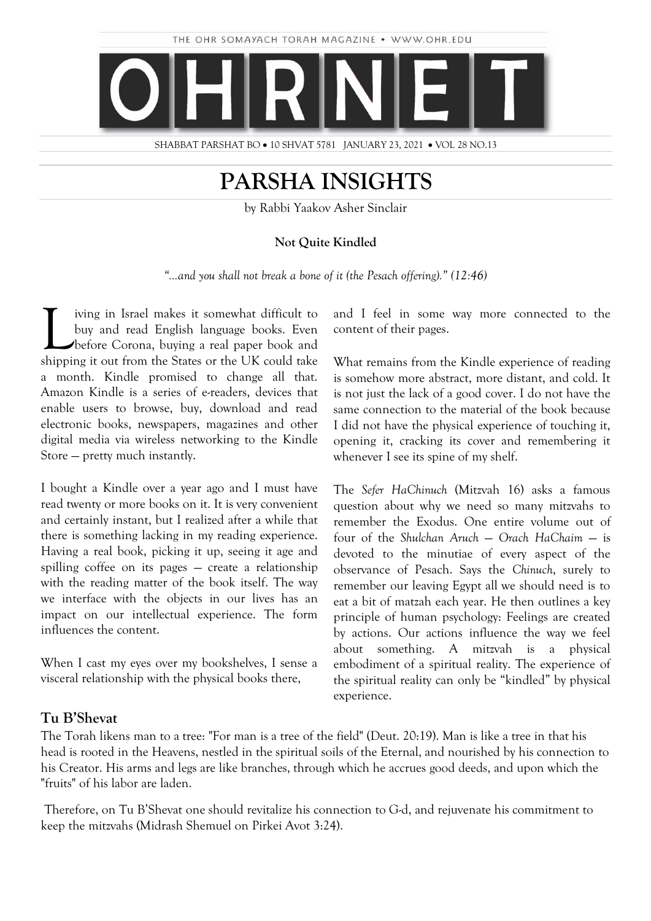THE OHR SOMAYACH TORAH MAGAZINE • WWW.OHR.EDU

# OHRNET

SHABBAT PARSHAT BO • 10 SHVAT 5781 JANUARY 23, 2021 • VOL 28 NO.13

# PARSHA INSIGHTS

by Rabbi Yaakov Asher Sinclair

**Not Quite Kindled**

*"...and you shall not break a bone of it (the Pesach offering)." (12:46)*

Living in Israel makes it somewhat difficult to buy and read English language books. Even before Corona, buying a real paper book and shipping it out from the States or the UK could take a month. Kindle promised to change all that. Amazon Kindle is a series of e-readers, devices that enable users to browse, buy, download and read electronic books, newspapers, magazines and other digital media via wireless networking to the Kindle Store — pretty much instantly.

I bought a Kindle over a year ago and I must have read twenty or more books on it. It is very convenient and certainly instant, but I realized after a while that there is something lacking in my reading experience. Having a real book, picking it up, seeing it age and spilling coffee on its pages — create a relationship with the reading matter of the book itself. The way we interface with the objects in our lives has an impact on our intellectual experience. The form influences the content.

When I cast my eyes over my bookshelves, I sense a visceral relationship with the physical books there, and I feel in some way more connected to the content of their pages.

What remains from the Kindle experience of reading is somehow more abstract, more distant, and cold. It is not just the lack of a good cover. I do not have the same connection to the material of the book because I did not have the physical experience of touching it, opening it, cracking its cover and remembering it whenever I see its spine of my shelf.

The *Sefer HaChinuch* (Mitzvah 16) asks a famous question about why we need so many mitzvahs to remember the Exodus. One entire volume out of four of the *Shulchan Aruch — Orach HaChaim —* is devoted to the minutiae of every aspect of the observance of Pesach. Says the *Chinuch*, surely to remember our leaving Egypt all we should need is to eat a bit of matzah each year. He then outlines a key principle of human psychology: Feelings are created by actions. Our actions influence the way we feel about something. A mitzvah is a physical embodiment of a spiritual reality. The experience of the spiritual reality can only be "kindled" by physical experience.

## Tu B'Shevat

The Torah likens man to a tree: "For man is a tree of the field" (Deut. 20:19). Man is like a tree in that his head is rooted in the Heavens, nestled in the spiritual soils of the Eternal, and nourished by his connection to his Creator. His arms and legs are like branches, through which he accrues good deeds, and upon which the "fruits" of his labor are laden.

Therefore, on Tu B'Shevat one should revitalize his connection to G-d, and rejuvenate his commitment to keep the mitzvahs (Midrash Shemuel on Pirkei Avot 3:24).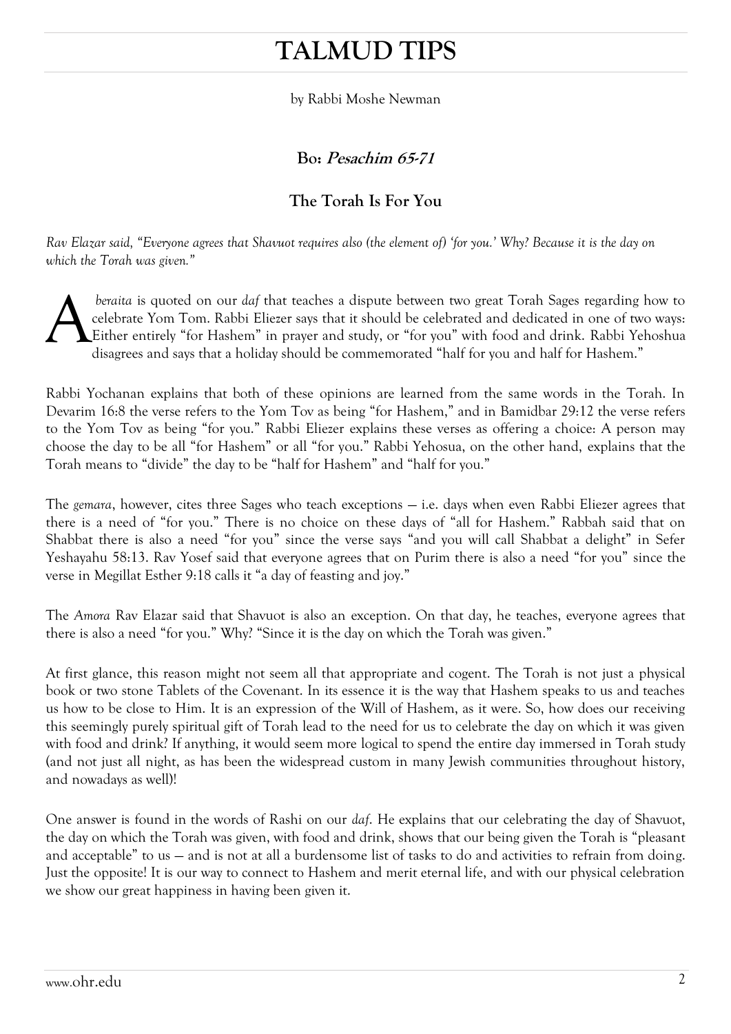# TALMUD TIPS

by Rabbi Moshe Newman

## Bo: *Pesachim 65-71*

## The Torah Is For You

*Rav Elazar said, "Everyone agrees that Shavuot requires also (the element of) 'for you.' Why? Because it is the day on which the Torah was given."*

A *beraita* is quoted on our *daf* that teaches a dispute between two great Torah Sages regarding how to celebrate Yom Tom. Rabbi Eliezer says that it should be celebrated and dedicated in one of two ways: Either entirely "for Hashem" in prayer and study, or "for you" with food and drink. Rabbi Yehoshua disagrees and says that a holiday should be commemorated "half for you and half for Hashem."

Rabbi Yochanan explains that both of these opinions are learned from the same words in the Torah. In Devarim 16:8 the verse refers to the Yom Tov as being "for Hashem," and in Bamidbar 29:12 the verse refers to the Yom Tov as being "for you." Rabbi Eliezer explains these verses as offering a choice: A person may choose the day to be all "for Hashem" or all "for you." Rabbi Yehosua, on the other hand, explains that the Torah means to "divide" the day to be "half for Hashem" and "half for you."

The *gemara*, however, cites three Sages who teach exceptions — i.e. days when even Rabbi Eliezer agrees that there is a need of "for you." There is no choice on these days of "all for Hashem." Rabbah said that on Shabbat there is also a need "for you" since the verse says "and you will call Shabbat a delight" in Sefer Yeshayahu 58:13. Rav Yosef said that everyone agrees that on Purim there is also a need "for you" since the verse in Megillat Esther 9:18 calls it "a day of feasting and joy."

The *Amora* Rav Elazar said that Shavuot is also an exception. On that day, he teaches, everyone agrees that there is also a need "for you." Why? "Since it is the day on which the Torah was given."

At first glance, this reason might not seem all that appropriate and cogent. The Torah is not just a physical book or two stone Tablets of the Covenant. In its essence it is the way that Hashem speaks to us and teaches us how to be close to Him. It is an expression of the Will of Hashem, as it were. So, how does our receiving this seemingly purely spiritual gift of Torah lead to the need for us to celebrate the day on which it was given with food and drink? If anything, it would seem more logical to spend the entire day immersed in Torah study (and not just all night, as has been the widespread custom in many Jewish communities throughout history, and nowadays as well)!

One answer is found in the words of Rashi on our *daf*. He explains that our celebrating the day of Shavuot, the day on which the Torah was given, with food and drink, shows that our being given the Torah is "pleasant and acceptable" to us — and is not at all a burdensome list of tasks to do and activities to refrain from doing. Just the opposite! It is our way to connect to Hashem and merit eternal life, and with our physical celebration we show our great happiness in having been given it.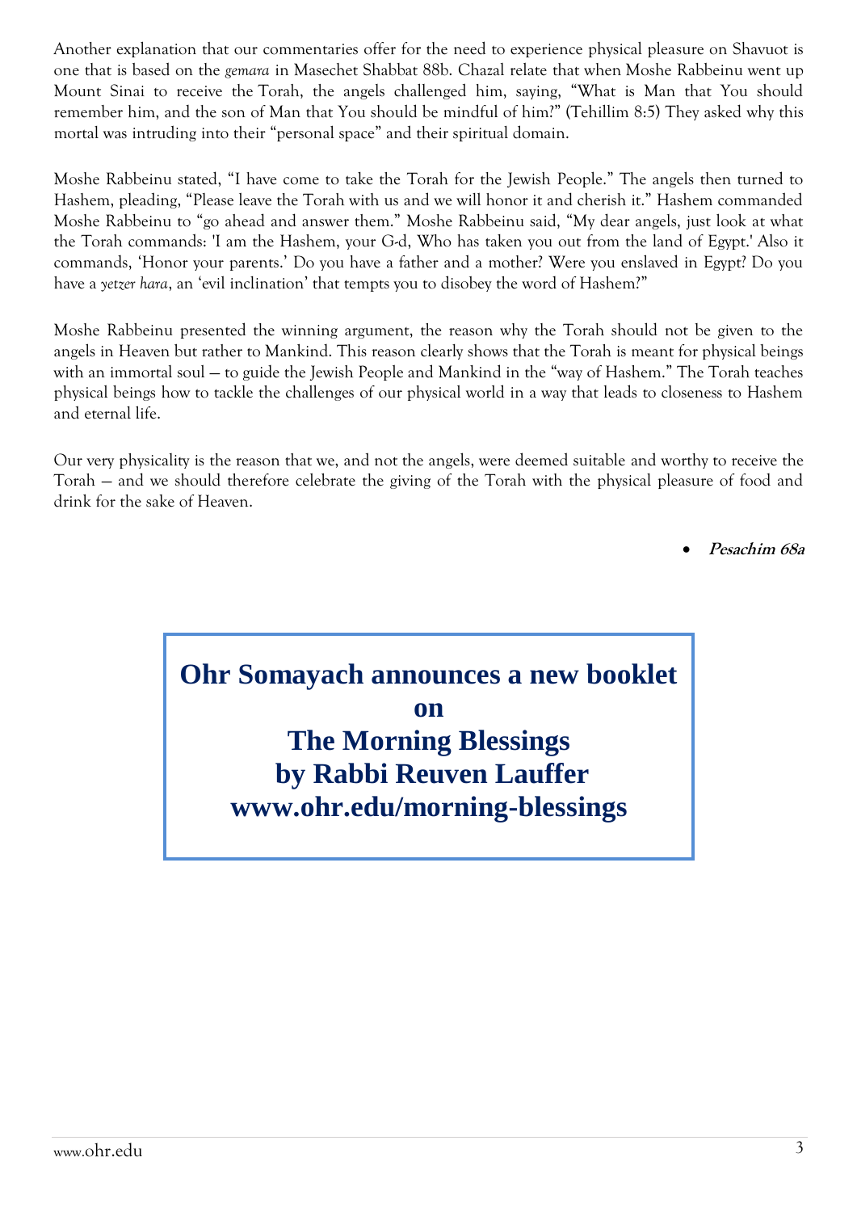Another explanation that our commentaries offer for the need to experience physical pleasure on Shavuot is one that is based on the *gemara* in Masechet Shabbat 88b. Chazal relate that when Moshe Rabbeinu went up Mount Sinai to receive the Torah, the angels challenged him, saying, "What is Man that You should remember him, and the son of Man that You should be mindful of him?" (Tehillim 8:5) They asked why this mortal was intruding into their "personal space" and their spiritual domain.

Moshe Rabbeinu stated, "I have come to take the Torah for the Jewish People." The angels then turned to Hashem, pleading, "Please leave the Torah with us and we will honor it and cherish it." Hashem commanded Moshe Rabbeinu to "go ahead and answer them." Moshe Rabbeinu said, "My dear angels, just look at what the Torah commands: 'I am the Hashem, your G-d, Who has taken you out from the land of Egypt.' Also it commands, 'Honor your parents.' Do you have a father and a mother? Were you enslaved in Egypt? Do you have a *yetzer hara*, an 'evil inclination' that tempts you to disobey the word of Hashem?"

Moshe Rabbeinu presented the winning argument, the reason why the Torah should not be given to the angels in Heaven but rather to Mankind. This reason clearly shows that the Torah is meant for physical beings with an immortal soul — to guide the Jewish People and Mankind in the "way of Hashem." The Torah teaches physical beings how to tackle the challenges of our physical world in a way that leads to closeness to Hashem and eternal life.

Our very physicality is the reason that we, and not the angels, were deemed suitable and worthy to receive the Torah — and we should therefore celebrate the giving of the Torah with the physical pleasure of food and drink for the sake of Heaven.

- ***Pesachim 68a***

**Ohr Somayach announces a new booklet on The Morning Blessings by Rabbi Reuven Lauffer**
**www.ohr.edu/morning-blessings**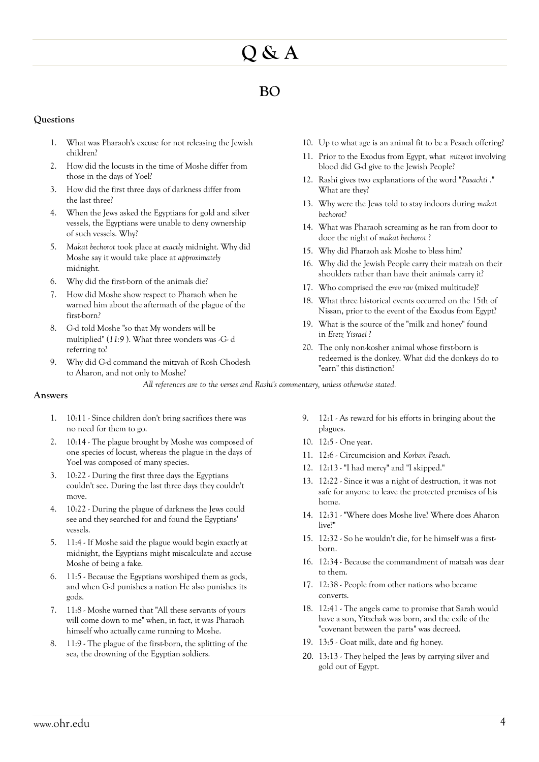# Q & A

## BO

### Questions

1. What was Pharaoh's excuse for not releasing the Jewish children?
2. How did the locusts in the time of Moshe differ from those in the days of Yoel?
3. How did the first three days of darkness differ from the last three?
4. When the Jews asked the Egyptians for gold and silver vessels, the Egyptians were unable to deny ownership of such vessels. Why?
5. *Makat bechorot* took place at *exactly* midnight. Why did Moshe say it would take place at *approximately* midnight.
6. Why did the first-born of the animals die?
7. How did Moshe show respect to Pharaoh when he warned him about the aftermath of the plague of the first-born?
8. G-d told Moshe "so that My wonders will be multiplied" (*11:9* ). What three wonders was -G- d referring to?
9. Why did G-d command the mitzvah of Rosh Chodesh to Aharon, and not only to Moshe?
10. Up to what age is an animal fit to be a Pesach offering?
11. Prior to the Exodus from Egypt, what *mitzvot* involving blood did G-d give to the Jewish People?
12. Rashi gives two explanations of the word "*Pasachti* ." What are they?
13. Why were the Jews told to stay indoors during *makat bechorot?*
14. What was Pharaoh screaming as he ran from door to door the night of *makat bechorot* ?
15. Why did Pharaoh ask Moshe to bless him?
16. Why did the Jewish People carry their matzah on their shoulders rather than have their animals carry it?
17. Who comprised the *erev rav* (mixed multitude)?
18. What three historical events occurred on the 15th of Nissan, prior to the event of the Exodus from Egypt?
19. What is the source of the "milk and honey" found in *Eretz Yisrael* ?
20. The only non-kosher animal whose first-born is redeemed is the donkey. What did the donkeys do to "earn" this distinction?

*All references are to the verses and Rashi's commentary, unless otherwise stated.*

### Answers

1. 10:11 - Since children don't bring sacrifices there was no need for them to go.
2. 10:14 - The plague brought by Moshe was composed of one species of locust, whereas the plague in the days of Yoel was composed of many species.
3. 10:22 - During the first three days the Egyptians couldn't see. During the last three days they couldn't move.
4. 10:22 - During the plague of darkness the Jews could see and they searched for and found the Egyptians' vessels.
5. 11:4 - If Moshe said the plague would begin exactly at midnight, the Egyptians might miscalculate and accuse Moshe of being a fake.
6. 11:5 - Because the Egyptians worshiped them as gods, and when G-d punishes a nation He also punishes its gods.
7. 11:8 - Moshe warned that "All these servants of yours will come down to me" when, in fact, it was Pharaoh himself who actually came running to Moshe.
8. 11:9 - The plague of the first-born, the splitting of the sea, the drowning of the Egyptian soldiers.
9. 12:1 - As reward for his efforts in bringing about the plagues.
10. 12:5 - One year.
11. 12:6 - Circumcision and *Korban Pesach.*
12. 12:13 - "I had mercy" and "I skipped."
13. 12:22 - Since it was a night of destruction, it was not safe for anyone to leave the protected premises of his home.
14. 12:31 - "Where does Moshe live? Where does Aharon live?"
15. 12:32 - So he wouldn't die, for he himself was a first-born.
16. 12:34 - Because the commandment of matzah was dear to them.
17. 12:38 - People from other nations who became converts.
18. 12:41 - The angels came to promise that Sarah would have a son, Yitzchak was born, and the exile of the "covenant between the parts" was decreed.
19. 13:5 - Goat milk, date and fig honey.
20. 13:13 - They helped the Jews by carrying silver and gold out of Egypt.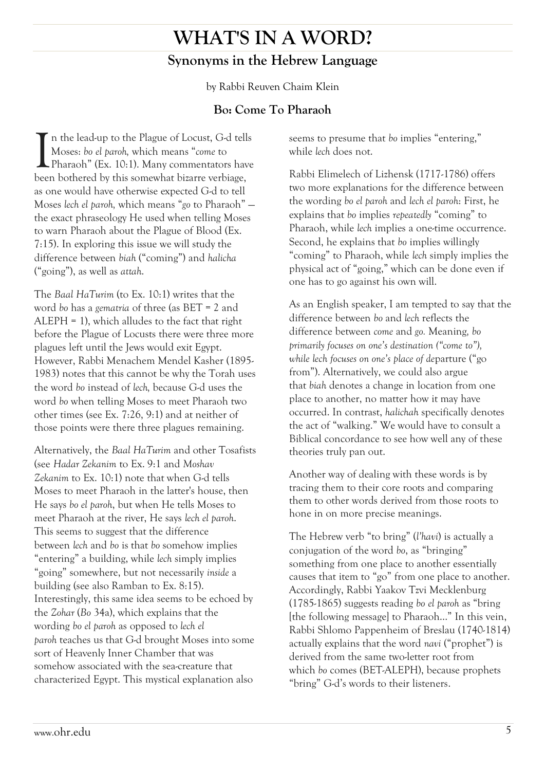# WHAT'S IN A WORD?

## Synonyms in the Hebrew Language

by Rabbi Reuven Chaim Klein

### Bo: Come To Pharaoh

In the lead-up to the Plague of Locust, G-d tells Moses: *bo el paroh,* which means "*come* to Pharaoh" (Ex. 10:1). Many commentators have been bothered by this somewhat bizarre verbiage, as one would have otherwise expected G-d to tell Moses *lech el paroh,* which means "*go* to Pharaoh" — the exact phraseology He used when telling Moses to warn Pharaoh about the Plague of Blood (Ex. 7:15). In exploring this issue we will study the difference between *biah* ("coming") and *halicha* ("going"), as well as *attah*.

The *Baal HaTurim* (to Ex. 10:1) writes that the word *bo* has a *gematria* of three (as BET = 2 and ALEPH = 1), which alludes to the fact that right before the Plague of Locusts there were three more plagues left until the Jews would exit Egypt. However, Rabbi Menachem Mendel Kasher (1895-1983) notes that this cannot be why the Torah uses the word *bo* instead of *lech,* because G-d uses the word *bo* when telling Moses to meet Pharaoh two other times (see Ex. 7:26, 9:1) and at neither of those points were there three plagues remaining.

Alternatively, the *Baal HaTurim* and other Tosafists (see *Hadar Zekanim* to Ex. 9:1 and *Moshav Zekanim* to Ex. 10:1) note that when G-d tells Moses to meet Pharaoh in the latter's house, then He says *bo el paroh*, but when He tells Moses to meet Pharaoh at the river, He says *lech el paroh*. This seems to suggest that the difference between *lech* and *bo* is that *bo* somehow implies "entering" a building, while *lech* simply implies "going" somewhere, but not necessarily *inside* a building (see also Ramban to Ex. 8:15). Interestingly, this same idea seems to be echoed by the *Zohar* (*Bo* 34a), which explains that the wording *bo el paroh* as opposed to *lech el paroh* teaches us that G-d brought Moses into some sort of Heavenly Inner Chamber that was somehow associated with the sea-creature that characterized Egypt. This mystical explanation also seems to presume that *bo* implies "entering," while *lech* does not.

Rabbi Elimelech of Lizhensk (1717-1786) offers two more explanations for the difference between the wording *bo el paroh* and *lech el paroh*: First, he explains that *bo* implies *repeatedly* "coming" to Pharaoh, while *lech* implies a one-time occurrence. Second, he explains that *bo* implies willingly "coming" to Pharaoh, while *lech* simply implies the physical act of "going," which can be done even if one has to go against his own will.

As an English speaker, I am tempted to say that the difference between *bo* and *lech* reflects the difference between *come* and *go.* Meaning, *bo primarily focuses on one's destination ("come to"), while lech focuses on one's place of de*parture ("go from"). Alternatively, we could also argue that *biah* denotes a change in location from one place to another, no matter how it may have occurred. In contrast, *halichah* specifically denotes the act of "walking." We would have to consult a Biblical concordance to see how well any of these theories truly pan out.

Another way of dealing with these words is by tracing them to their core roots and comparing them to other words derived from those roots to hone in on more precise meanings.

The Hebrew verb "to bring" (*l'havi*) is actually a conjugation of the word *bo*, as "bringing" something from one place to another essentially causes that item to "go" from one place to another. Accordingly, Rabbi Yaakov Tzvi Mecklenburg (1785-1865) suggests reading *bo el paroh* as "bring [the following message] to Pharaoh..." In this vein, Rabbi Shlomo Pappenheim of Breslau (1740-1814) actually explains that the word *navi* ("prophet") is derived from the same two-letter root from which *bo* comes (BET-ALEPH), because prophets "bring" G-d's words to their listeners.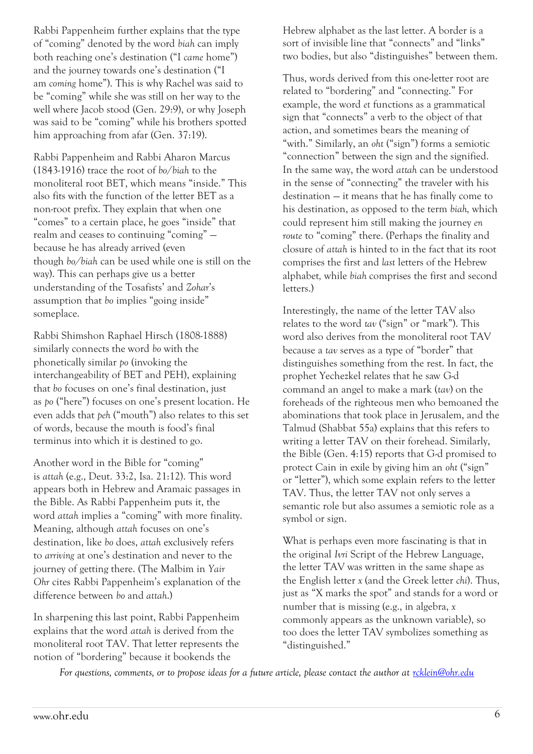Rabbi Pappenheim further explains that the type of "coming" denoted by the word *biah* can imply both reaching one's destination ("I *came* home") and the journey towards one's destination ("I am *coming* home"). This is why Rachel was said to be "coming" while she was still on her way to the well where Jacob stood (Gen. 29:9), or why Joseph was said to be "coming" while his brothers spotted him approaching from afar (Gen. 37:19).

Rabbi Pappenheim and Rabbi Aharon Marcus (1843-1916) trace the root of *bo/biah* to the monoliteral root BET, which means "inside." This also fits with the function of the letter BET as a non-root prefix. They explain that when one "comes" to a certain place, he goes "inside" that realm and ceases to continuing "coming" — because he has already arrived (even though *bo/biah* can be used while one is still on the way). This can perhaps give us a better understanding of the Tosafists' and *Zohar*'s assumption that *bo* implies "going inside" someplace.

Rabbi Shimshon Raphael Hirsch (1808-1888) similarly connects the word *bo* with the phonetically similar *po* (invoking the interchangeability of BET and PEH), explaining that *bo* focuses on one's final destination, just as *po* ("here") focuses on one's present location. He even adds that *peh* ("mouth") also relates to this set of words, because the mouth is food's final terminus into which it is destined to go.

Another word in the Bible for "coming" is *attah* (e.g., Deut. 33:2, Isa. 21:12). This word appears both in Hebrew and Aramaic passages in the Bible. As Rabbi Pappenheim puts it, the word *attah* implies a "coming" with more finality. Meaning, although *attah* focuses on one's destination, like *bo* does, *attah* exclusively refers to *arriving* at one's destination and never to the journey of getting there. (The Malbim in *Yair Ohr* cites Rabbi Pappenheim's explanation of the difference between *bo* and *attah*.)

In sharpening this last point, Rabbi Pappenheim explains that the word *attah* is derived from the monoliteral root TAV. That letter represents the notion of "bordering" because it bookends the Hebrew alphabet as the last letter. A border is a sort of invisible line that "connects" and "links" two bodies, but also "distinguishes" between them.

Thus, words derived from this one-letter root are related to "bordering" and "connecting." For example, the word *et* functions as a grammatical sign that "connects" a verb to the object of that action, and sometimes bears the meaning of "with." Similarly, an *oht* ("sign") forms a semiotic "connection" between the sign and the signified. In the same way, the word *attah* can be understood in the sense of "connecting" the traveler with his destination — it means that he has finally come to his destination, as opposed to the term *biah,* which could represent him still making the journey *en route* to "coming" there. (Perhaps the finality and closure of *attah* is hinted to in the fact that its root comprises the first and *last* letters of the Hebrew alphabet, while *biah* comprises the first and second letters.)

Interestingly, the name of the letter TAV also relates to the word *tav* ("sign" or "mark"). This word also derives from the monoliteral root TAV because a *tav* serves as a type of "border" that distinguishes something from the rest. In fact, the prophet Yechezkel relates that he saw G-d command an angel to make a mark (*tav*) on the foreheads of the righteous men who bemoaned the abominations that took place in Jerusalem, and the Talmud (Shabbat 55a) explains that this refers to writing a letter TAV on their forehead. Similarly, the Bible (Gen. 4:15) reports that G-d promised to protect Cain in exile by giving him an *oht* ("sign" or "letter"), which some explain refers to the letter TAV. Thus, the letter TAV not only serves a semantic role but also assumes a semiotic role as a symbol or sign.

What is perhaps even more fascinating is that in the original *Ivri* Script of the Hebrew Language, the letter TAV was written in the same shape as the English letter *x* (and the Greek letter *chi*). Thus, just as "X marks the spot" and stands for a word or number that is missing (e.g., in algebra, *x* commonly appears as the unknown variable), so too does the letter TAV symbolizes something as "distinguished."

*For questions, comments, or to propose ideas for a future article, please contact the author at [rcklein@ohr.edu](mailto:rcklein@ohr.edu)*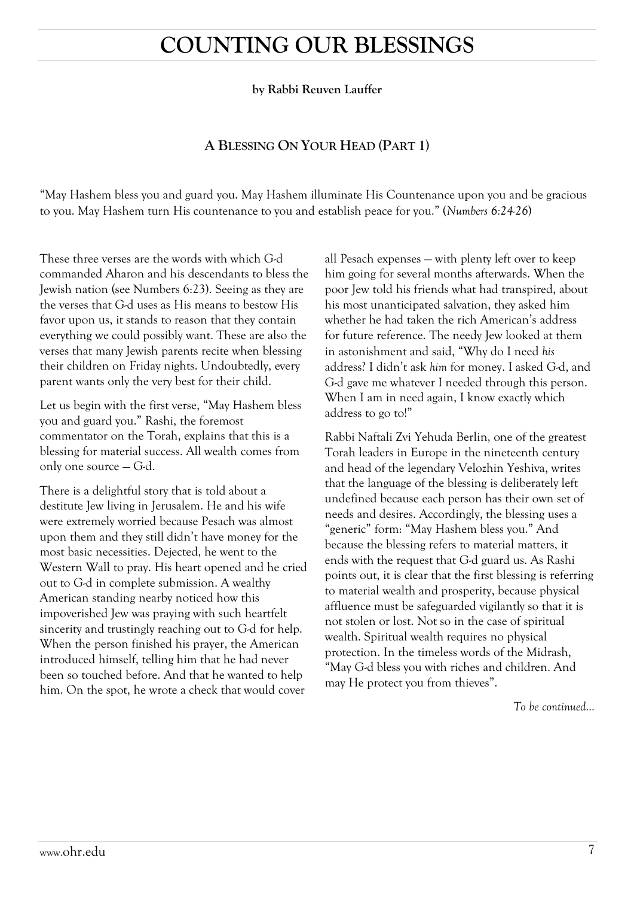# COUNTING OUR BLESSINGS

**by Rabbi Reuven Lauffer**

## A Blessing On Your Head (Part 1)

"May Hashem bless you and guard you. May Hashem illuminate His Countenance upon you and be gracious to you. May Hashem turn His countenance to you and establish peace for you." (*Numbers 6:24-26*)

These three verses are the words with which G-d commanded Aharon and his descendants to bless the Jewish nation (see Numbers 6:23). Seeing as they are the verses that G-d uses as His means to bestow His favor upon us, it stands to reason that they contain everything we could possibly want. These are also the verses that many Jewish parents recite when blessing their children on Friday nights. Undoubtedly, every parent wants only the very best for their child.

Let us begin with the first verse, "May Hashem bless you and guard you." Rashi, the foremost commentator on the Torah, explains that this is a blessing for material success. All wealth comes from only one source — G-d.

There is a delightful story that is told about a destitute Jew living in Jerusalem. He and his wife were extremely worried because Pesach was almost upon them and they still didn't have money for the most basic necessities. Dejected, he went to the Western Wall to pray. His heart opened and he cried out to G-d in complete submission. A wealthy American standing nearby noticed how this impoverished Jew was praying with such heartfelt sincerity and trustingly reaching out to G-d for help. When the person finished his prayer, the American introduced himself, telling him that he had never been so touched before. And that he wanted to help him. On the spot, he wrote a check that would cover all Pesach expenses — with plenty left over to keep him going for several months afterwards. When the poor Jew told his friends what had transpired, about his most unanticipated salvation, they asked him whether he had taken the rich American's address for future reference. The needy Jew looked at them in astonishment and said, "Why do I need *his* address? I didn't ask *him* for money. I asked G-d, and G-d gave me whatever I needed through this person. When I am in need again, I know exactly which address to go to!"

Rabbi Naftali Zvi Yehuda Berlin, one of the greatest Torah leaders in Europe in the nineteenth century and head of the legendary Velozhin Yeshiva, writes that the language of the blessing is deliberately left undefined because each person has their own set of needs and desires. Accordingly, the blessing uses a "generic" form: "May Hashem bless you." And because the blessing refers to material matters, it ends with the request that G-d guard us. As Rashi points out, it is clear that the first blessing is referring to material wealth and prosperity, because physical affluence must be safeguarded vigilantly so that it is not stolen or lost. Not so in the case of spiritual wealth. Spiritual wealth requires no physical protection. In the timeless words of the Midrash, "May G-d bless you with riches and children. And may He protect you from thieves".

*To be continued...*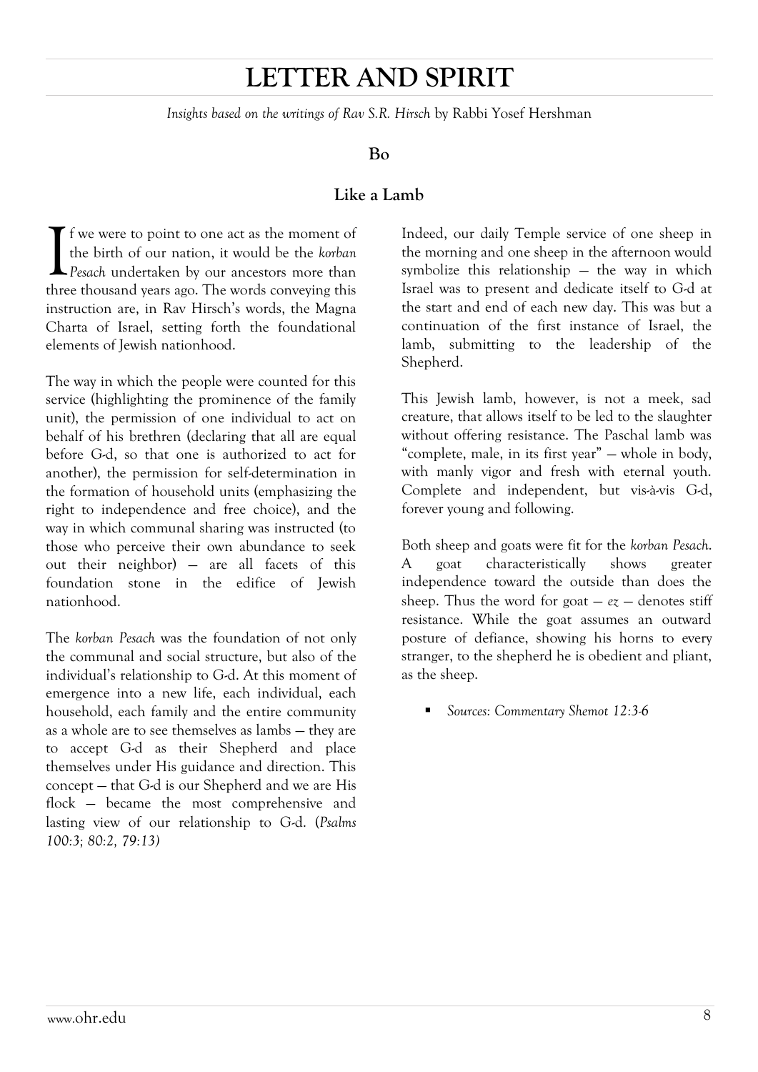# LETTER AND SPIRIT

*Insights based on the writings of Rav S.R. Hirsch* by Rabbi Yosef Hershman

## Bo

### Like a Lamb

If we were to point to one act as the moment of the birth of our nation, it would be the *korban Pesach* undertaken by our ancestors more than three thousand years ago. The words conveying this instruction are, in Rav Hirsch's words, the Magna Charta of Israel, setting forth the foundational elements of Jewish nationhood.

The way in which the people were counted for this service (highlighting the prominence of the family unit), the permission of one individual to act on behalf of his brethren (declaring that all are equal before G-d, so that one is authorized to act for another), the permission for self-determination in the formation of household units (emphasizing the right to independence and free choice), and the way in which communal sharing was instructed (to those who perceive their own abundance to seek out their neighbor) — are all facets of this foundation stone in the edifice of Jewish nationhood.

The *korban Pesach* was the foundation of not only the communal and social structure, but also of the individual's relationship to G-d. At this moment of emergence into a new life, each individual, each household, each family and the entire community as a whole are to see themselves as lambs — they are to accept G-d as their Shepherd and place themselves under His guidance and direction. This concept — that G-d is our Shepherd and we are His flock — became the most comprehensive and lasting view of our relationship to G-d. (*Psalms 100:3; 80:2, 79:13)*

Indeed, our daily Temple service of one sheep in the morning and one sheep in the afternoon would symbolize this relationship — the way in which Israel was to present and dedicate itself to G-d at the start and end of each new day. This was but a continuation of the first instance of Israel, the lamb, submitting to the leadership of the Shepherd.

This Jewish lamb, however, is not a meek, sad creature, that allows itself to be led to the slaughter without offering resistance. The Paschal lamb was "complete, male, in its first year" — whole in body, with manly vigor and fresh with eternal youth. Complete and independent, but vis-à-vis G-d, forever young and following.

Both sheep and goats were fit for the *korban Pesach*. A goat characteristically shows greater independence toward the outside than does the sheep. Thus the word for goat — *ez* — denotes stiff resistance. While the goat assumes an outward posture of defiance, showing his horns to every stranger, to the shepherd he is obedient and pliant, as the sheep.

- *Sources: Commentary Shemot 12:3-6*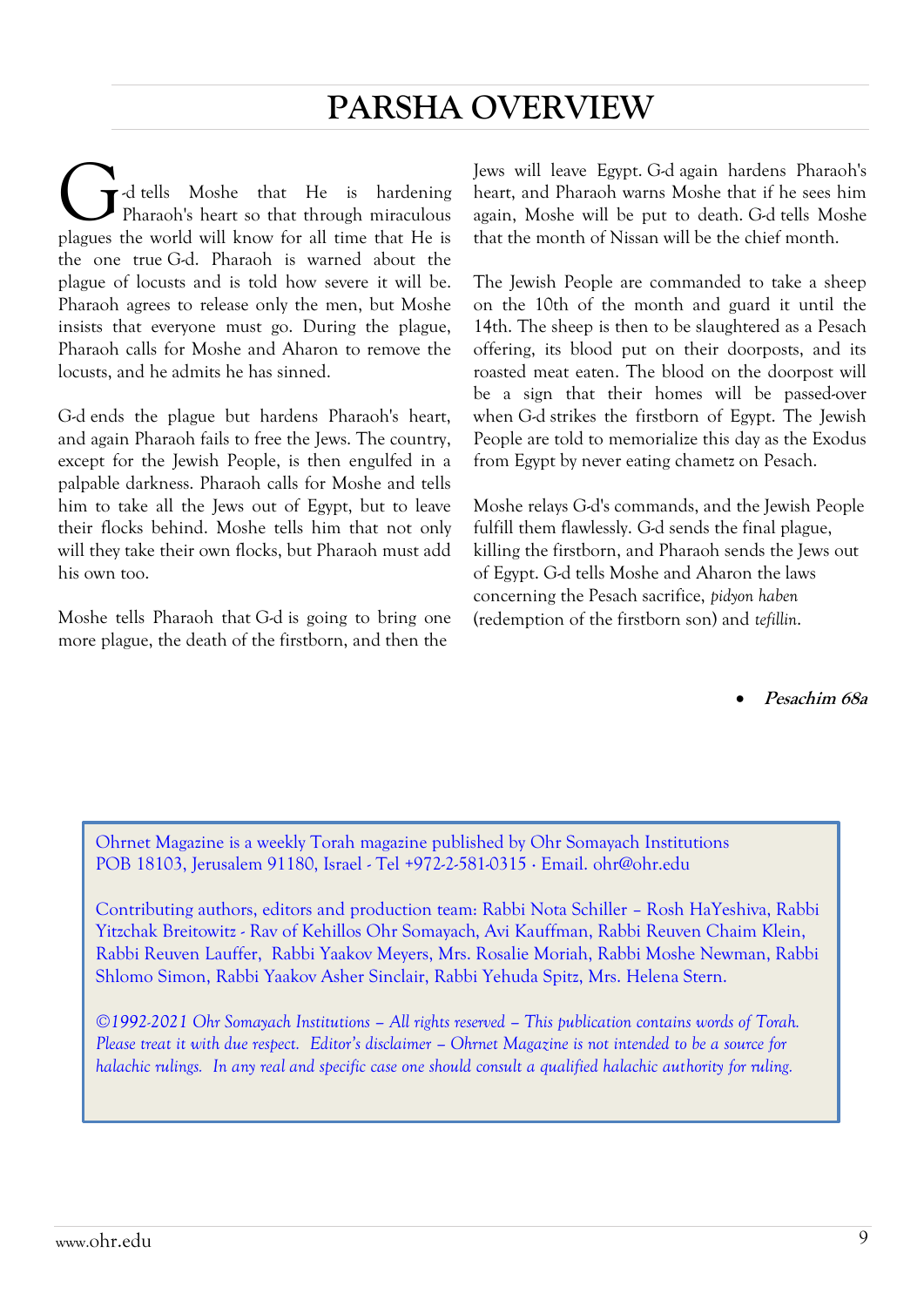# PARSHA OVERVIEW

G-d tells Moshe that He is hardening Pharaoh's heart so that through miraculous plagues the world will know for all time that He is the one true G-d. Pharaoh is warned about the plague of locusts and is told how severe it will be. Pharaoh agrees to release only the men, but Moshe insists that everyone must go. During the plague, Pharaoh calls for Moshe and Aharon to remove the locusts, and he admits he has sinned.

G-d ends the plague but hardens Pharaoh's heart, and again Pharaoh fails to free the Jews. The country, except for the Jewish People, is then engulfed in a palpable darkness. Pharaoh calls for Moshe and tells him to take all the Jews out of Egypt, but to leave their flocks behind. Moshe tells him that not only will they take their own flocks, but Pharaoh must add his own too.

Moshe tells Pharaoh that G-d is going to bring one more plague, the death of the firstborn, and then the Jews will leave Egypt. G-d again hardens Pharaoh's heart, and Pharaoh warns Moshe that if he sees him again, Moshe will be put to death. G-d tells Moshe that the month of Nissan will be the chief month.

The Jewish People are commanded to take a sheep on the 10th of the month and guard it until the 14th. The sheep is then to be slaughtered as a Pesach offering, its blood put on their doorposts, and its roasted meat eaten. The blood on the doorpost will be a sign that their homes will be passed-over when G-d strikes the firstborn of Egypt. The Jewish People are told to memorialize this day as the Exodus from Egypt by never eating chametz on Pesach.

Moshe relays G-d's commands, and the Jewish People fulfill them flawlessly. G-d sends the final plague, killing the firstborn, and Pharaoh sends the Jews out of Egypt. G-d tells Moshe and Aharon the laws concerning the Pesach sacrifice, *pidyon haben* (redemption of the firstborn son) and *tefillin*.

- ***Pesachim 68a***

Ohrnet Magazine is a weekly Torah magazine published by Ohr Somayach Institutions
POB 18103, Jerusalem 91180, Israel - Tel +972-2-581-0315 · Email. ohr@ohr.edu

Contributing authors, editors and production team: Rabbi Nota Schiller – Rosh HaYeshiva, Rabbi Yitzchak Breitowitz - Rav of Kehillos Ohr Somayach, Avi Kauffman, Rabbi Reuven Chaim Klein, Rabbi Reuven Lauffer, Rabbi Yaakov Meyers, Mrs. Rosalie Moriah, Rabbi Moshe Newman, Rabbi Shlomo Simon, Rabbi Yaakov Asher Sinclair, Rabbi Yehuda Spitz, Mrs. Helena Stern.

*©1992-2021 Ohr Somayach Institutions – All rights reserved – This publication contains words of Torah. Please treat it with due respect. Editor's disclaimer – Ohrnet Magazine is not intended to be a source for halachic rulings. In any real and specific case one should consult a qualified halachic authority for ruling.*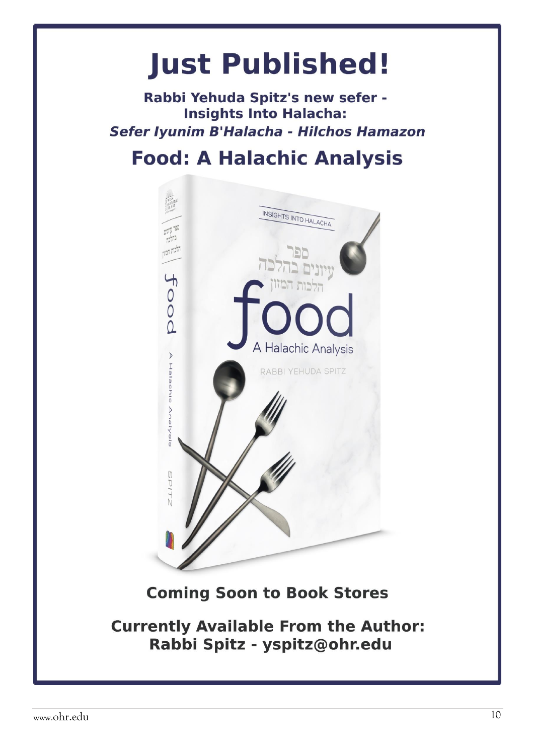# Just Published!

**Rabbi Yehuda Spitz's new sefer -**
**Insights Into Halacha:**
***Sefer Iyunim B'Halacha - Hilchos Hamazon***

## Food: A Halachic Analysis

**Coming Soon to Book Stores**

**Currently Available From the Author:**
**Rabbi Spitz - yspitz@ohr.edu**